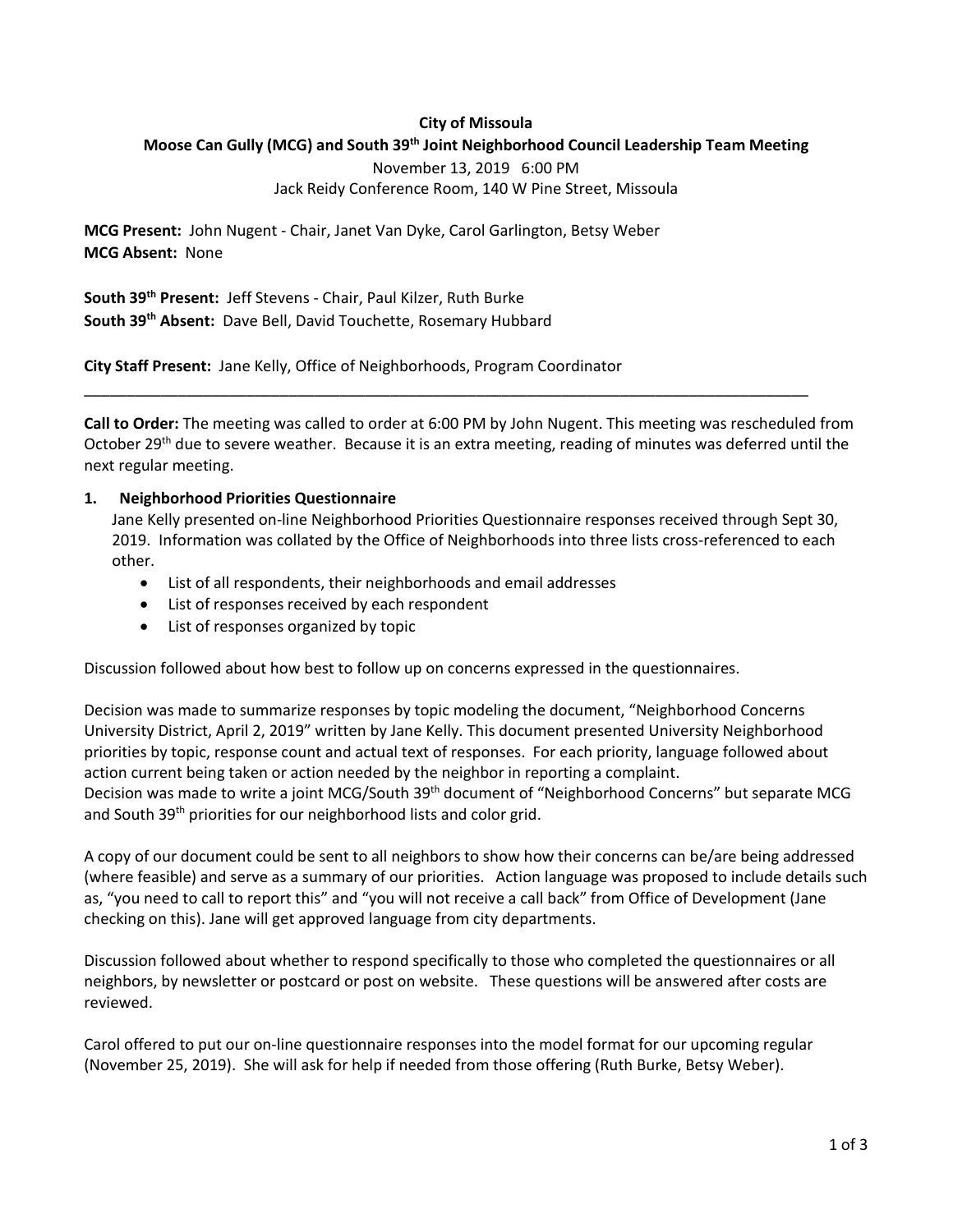**City of Missoula**

**Moose Can Gully (MCG) and South 39th Joint Neighborhood Council Leadership Team Meeting**

November 13, 2019 6:00 PM

Jack Reidy Conference Room, 140 W Pine Street, Missoula

**MCG Present:** John Nugent - Chair, Janet Van Dyke, Carol Garlington, Betsy Weber
**MCG Absent:** None

**South 39th Present:** Jeff Stevens - Chair, Paul Kilzer, Ruth Burke
**South 39th Absent:** Dave Bell, David Touchette, Rosemary Hubbard

**City Staff Present:** Jane Kelly, Office of Neighborhoods, Program Coordinator

---

**Call to Order:** The meeting was called to order at 6:00 PM by John Nugent. This meeting was rescheduled from October 29th due to severe weather. Because it is an extra meeting, reading of minutes was deferred until the next regular meeting.

**1. Neighborhood Priorities Questionnaire**

Jane Kelly presented on-line Neighborhood Priorities Questionnaire responses received through Sept 30, 2019. Information was collated by the Office of Neighborhoods into three lists cross-referenced to each other.

- List of all respondents, their neighborhoods and email addresses
- List of responses received by each respondent
- List of responses organized by topic

Discussion followed about how best to follow up on concerns expressed in the questionnaires.

Decision was made to summarize responses by topic modeling the document, "Neighborhood Concerns University District, April 2, 2019" written by Jane Kelly. This document presented University Neighborhood priorities by topic, response count and actual text of responses. For each priority, language followed about action current being taken or action needed by the neighbor in reporting a complaint.
Decision was made to write a joint MCG/South 39th document of "Neighborhood Concerns" but separate MCG and South 39th priorities for our neighborhood lists and color grid.

A copy of our document could be sent to all neighbors to show how their concerns can be/are being addressed (where feasible) and serve as a summary of our priorities. Action language was proposed to include details such as, "you need to call to report this" and "you will not receive a call back" from Office of Development (Jane checking on this). Jane will get approved language from city departments.

Discussion followed about whether to respond specifically to those who completed the questionnaires or all neighbors, by newsletter or postcard or post on website. These questions will be answered after costs are reviewed.

Carol offered to put our on-line questionnaire responses into the model format for our upcoming regular (November 25, 2019). She will ask for help if needed from those offering (Ruth Burke, Betsy Weber).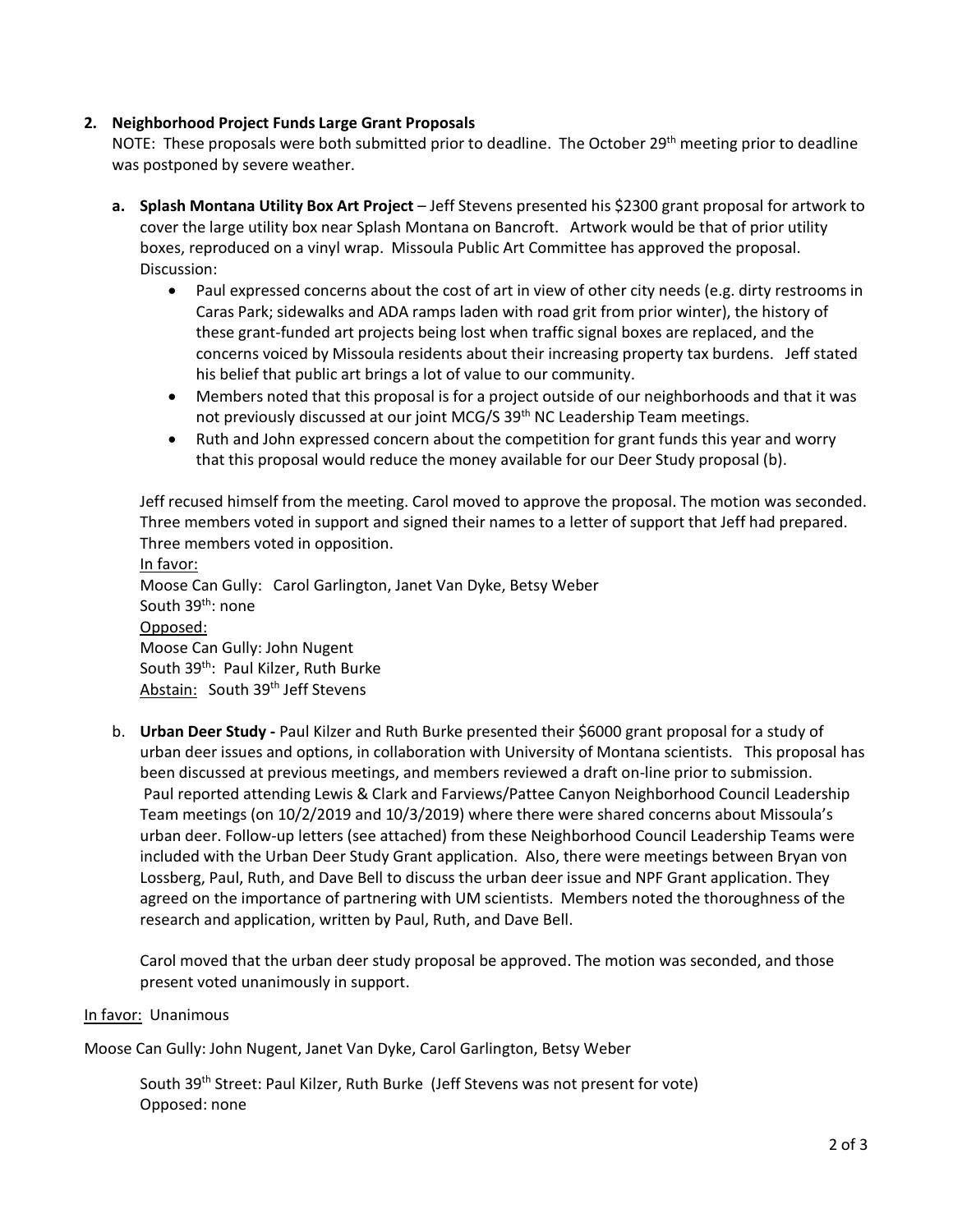**2. Neighborhood Project Funds Large Grant Proposals**

NOTE: These proposals were both submitted prior to deadline. The October 29th meeting prior to deadline was postponed by severe weather.

**a. Splash Montana Utility Box Art Project** – Jeff Stevens presented his $2300 grant proposal for artwork to cover the large utility box near Splash Montana on Bancroft. Artwork would be that of prior utility boxes, reproduced on a vinyl wrap. Missoula Public Art Committee has approved the proposal. Discussion:

- Paul expressed concerns about the cost of art in view of other city needs (e.g. dirty restrooms in Caras Park; sidewalks and ADA ramps laden with road grit from prior winter), the history of these grant-funded art projects being lost when traffic signal boxes are replaced, and the concerns voiced by Missoula residents about their increasing property tax burdens. Jeff stated his belief that public art brings a lot of value to our community.
- Members noted that this proposal is for a project outside of our neighborhoods and that it was not previously discussed at our joint MCG/S 39th NC Leadership Team meetings.
- Ruth and John expressed concern about the competition for grant funds this year and worry that this proposal would reduce the money available for our Deer Study proposal (b).

Jeff recused himself from the meeting. Carol moved to approve the proposal. The motion was seconded. Three members voted in support and signed their names to a letter of support that Jeff had prepared. Three members voted in opposition.

In favor:
Moose Can Gully: Carol Garlington, Janet Van Dyke, Betsy Weber
South 39th: none
Opposed:
Moose Can Gully: John Nugent
South 39th: Paul Kilzer, Ruth Burke
Abstain: South 39th Jeff Stevens

b. **Urban Deer Study -** Paul Kilzer and Ruth Burke presented their $6000 grant proposal for a study of urban deer issues and options, in collaboration with University of Montana scientists. This proposal has been discussed at previous meetings, and members reviewed a draft on-line prior to submission. Paul reported attending Lewis & Clark and Farviews/Pattee Canyon Neighborhood Council Leadership Team meetings (on 10/2/2019 and 10/3/2019) where there were shared concerns about Missoula's urban deer. Follow-up letters (see attached) from these Neighborhood Council Leadership Teams were included with the Urban Deer Study Grant application. Also, there were meetings between Bryan von Lossberg, Paul, Ruth, and Dave Bell to discuss the urban deer issue and NPF Grant application. They agreed on the importance of partnering with UM scientists. Members noted the thoroughness of the research and application, written by Paul, Ruth, and Dave Bell.

Carol moved that the urban deer study proposal be approved. The motion was seconded, and those present voted unanimously in support.

In favor: Unanimous

Moose Can Gully: John Nugent, Janet Van Dyke, Carol Garlington, Betsy Weber

South 39th Street: Paul Kilzer, Ruth Burke (Jeff Stevens was not present for vote)
Opposed: none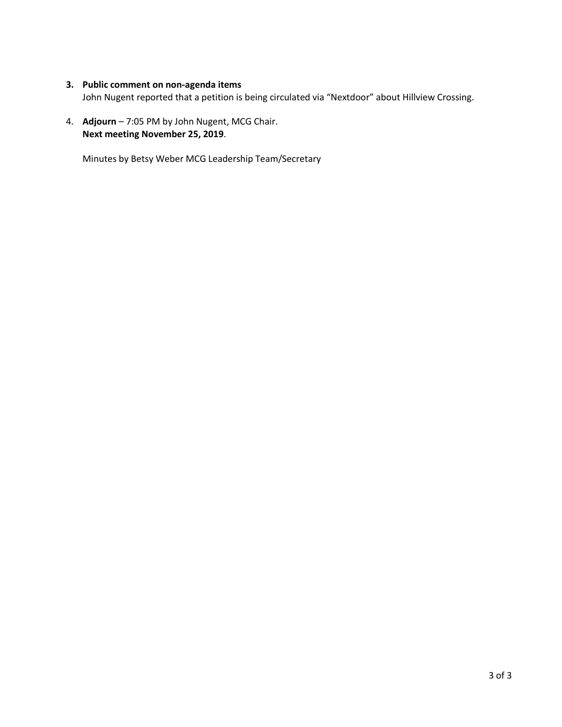3. **Public comment on non-agenda items**
   John Nugent reported that a petition is being circulated via "Nextdoor" about Hillview Crossing.

4. **Adjourn** – 7:05 PM by John Nugent, MCG Chair.
   **Next meeting November 25, 2019**.

   Minutes by Betsy Weber MCG Leadership Team/Secretary